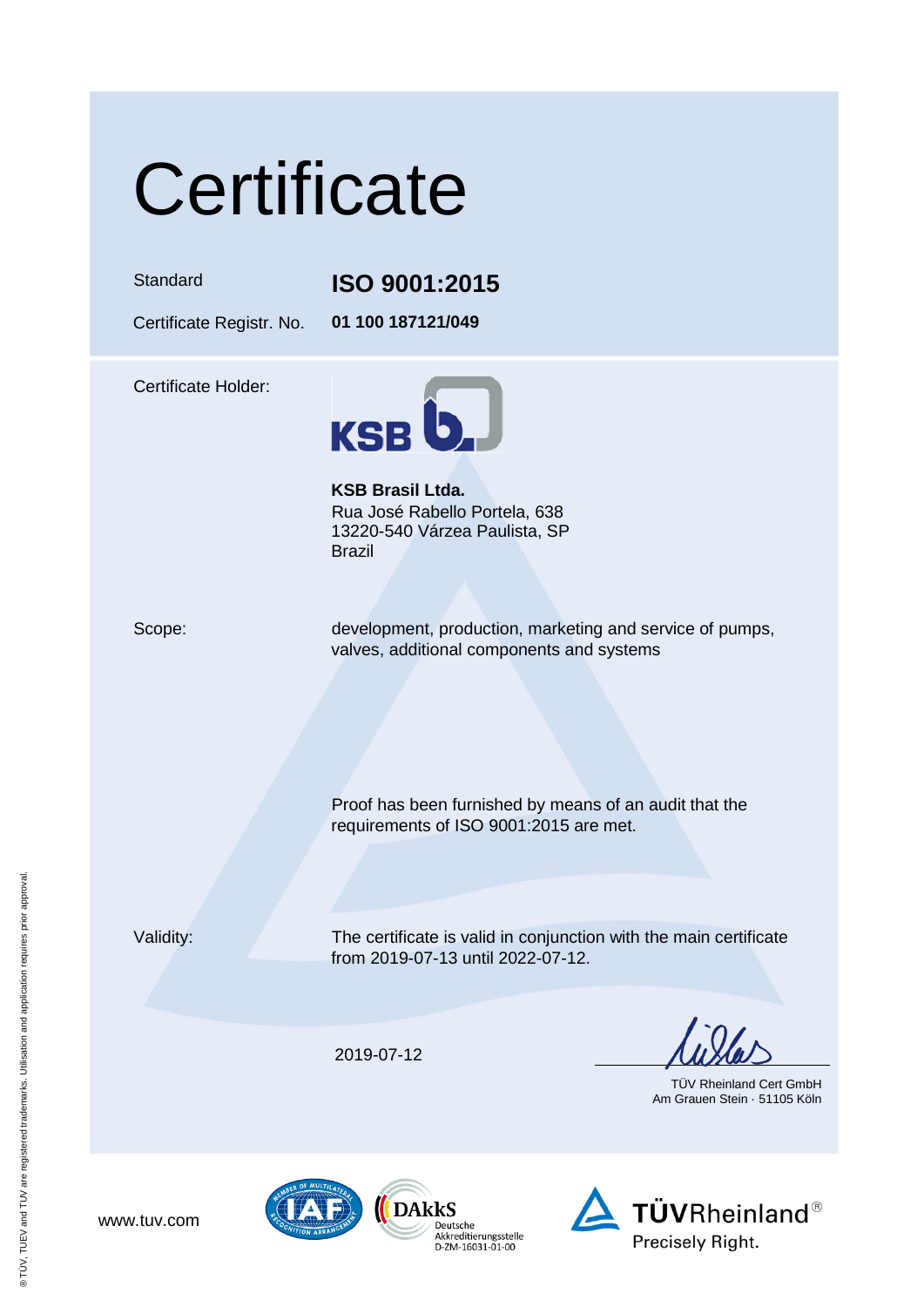# Certificate

| | |
|---|---|
| Standard | **ISO 9001:2015** |
| Certificate Registr. No. | **01 100 187121/049** |

Certificate Holder:

KSB

**KSB Brasil Ltda.**
Rua José Rabello Portela, 638
13220-540 Várzea Paulista, SP
Brazil

Scope:

development, production, marketing and service of pumps, valves, additional components and systems

Proof has been furnished by means of an audit that the requirements of ISO 9001:2015 are met.

Validity:

The certificate is valid in conjunction with the main certificate from 2019-07-13 until 2022-07-12.

2019-07-12

TÜV Rheinland Cert GmbH
Am Grauen Stein · 51105 Köln

www.tuv.com

DAkkS Deutsche Akkreditierungsstelle D-ZM-16031-01-00

TÜVRheinland® Precisely Right.

® TÜV, TUEV and TUV are registered trademarks. Utilisation and application requires prior approval.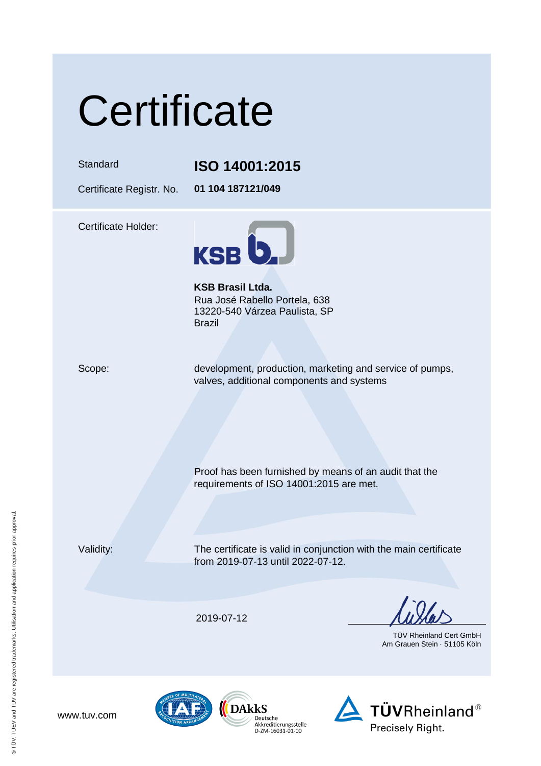# Certificate

| | |
|---|---|
| Standard | **ISO 14001:2015** |
| Certificate Registr. No. | **01 104 187121/049** |

Certificate Holder:

**KSB Brasil Ltda.**
Rua José Rabello Portela, 638
13220-540 Várzea Paulista, SP
Brazil

Scope: development, production, marketing and service of pumps, valves, additional components and systems

Proof has been furnished by means of an audit that the requirements of ISO 14001:2015 are met.

Validity: The certificate is valid in conjunction with the main certificate from 2019-07-13 until 2022-07-12.

2019-07-12

TÜV Rheinland Cert GmbH
Am Grauen Stein · 51105 Köln

www.tuv.com

DAkkS Deutsche Akkreditierungsstelle D-ZM-16031-01-00

TÜVRheinland® Precisely Right.

® TÜV, TUEV and TUV are registered trademarks. Utilisation and application requires prior approval.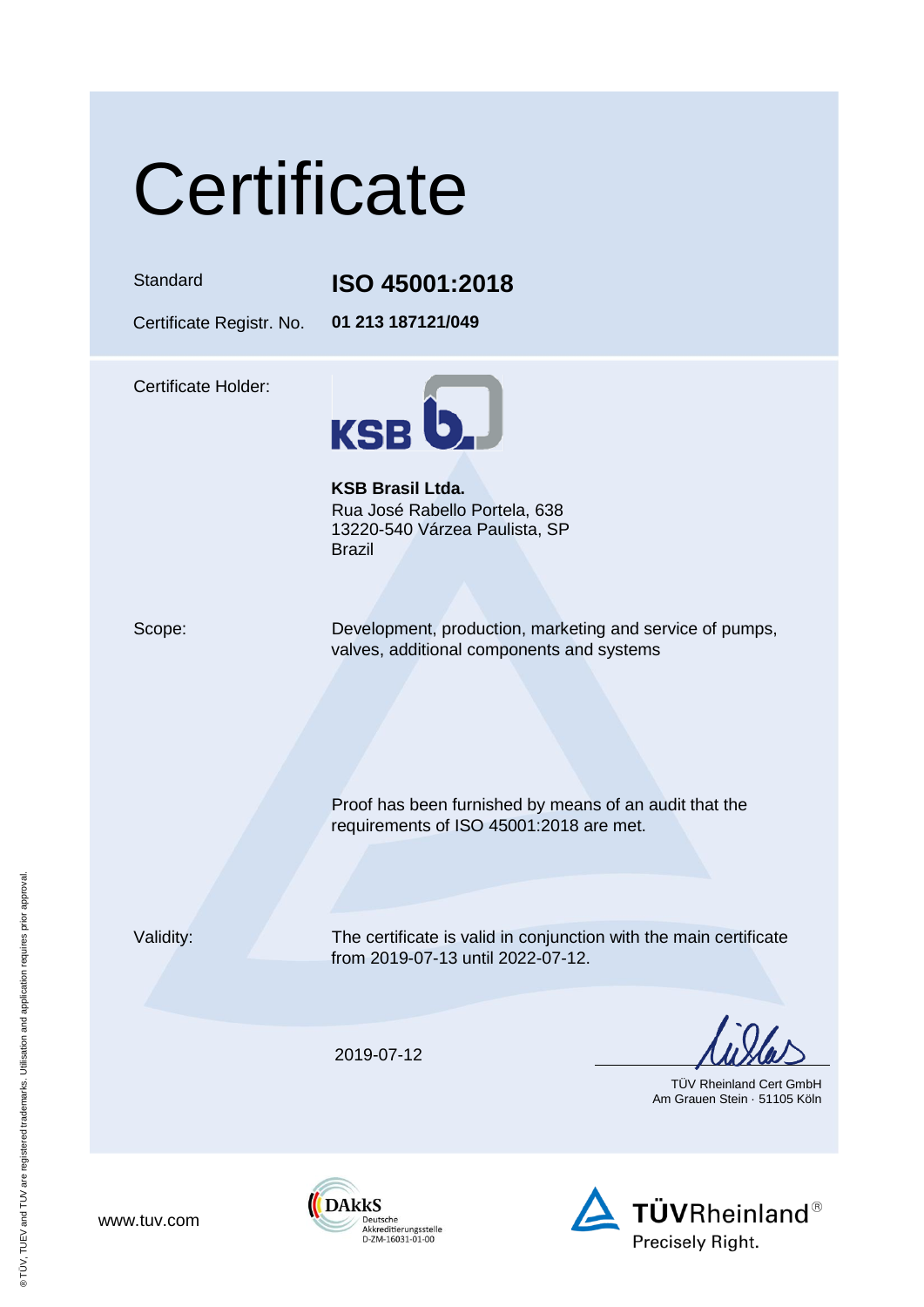# Certificate

| | |
|---|---|
| Standard | **ISO 45001:2018** |
| Certificate Registr. No. | **01 213 187121/049** |

Certificate Holder:

**KSB Brasil Ltda.**
Rua José Rabello Portela, 638
13220-540 Várzea Paulista, SP
Brazil

Scope: Development, production, marketing and service of pumps, valves, additional components and systems

Proof has been furnished by means of an audit that the requirements of ISO 45001:2018 are met.

Validity: The certificate is valid in conjunction with the main certificate from 2019-07-13 until 2022-07-12.

2019-07-12

TÜV Rheinland Cert GmbH
Am Grauen Stein · 51105 Köln

www.tuv.com

DAkkS
Deutsche Akkreditierungsstelle
D-ZM-16031-01-00

TÜVRheinland®
Precisely Right.

® TÜV, TUEV and TUV are registered trademarks. Utilisation and application requires prior approval.